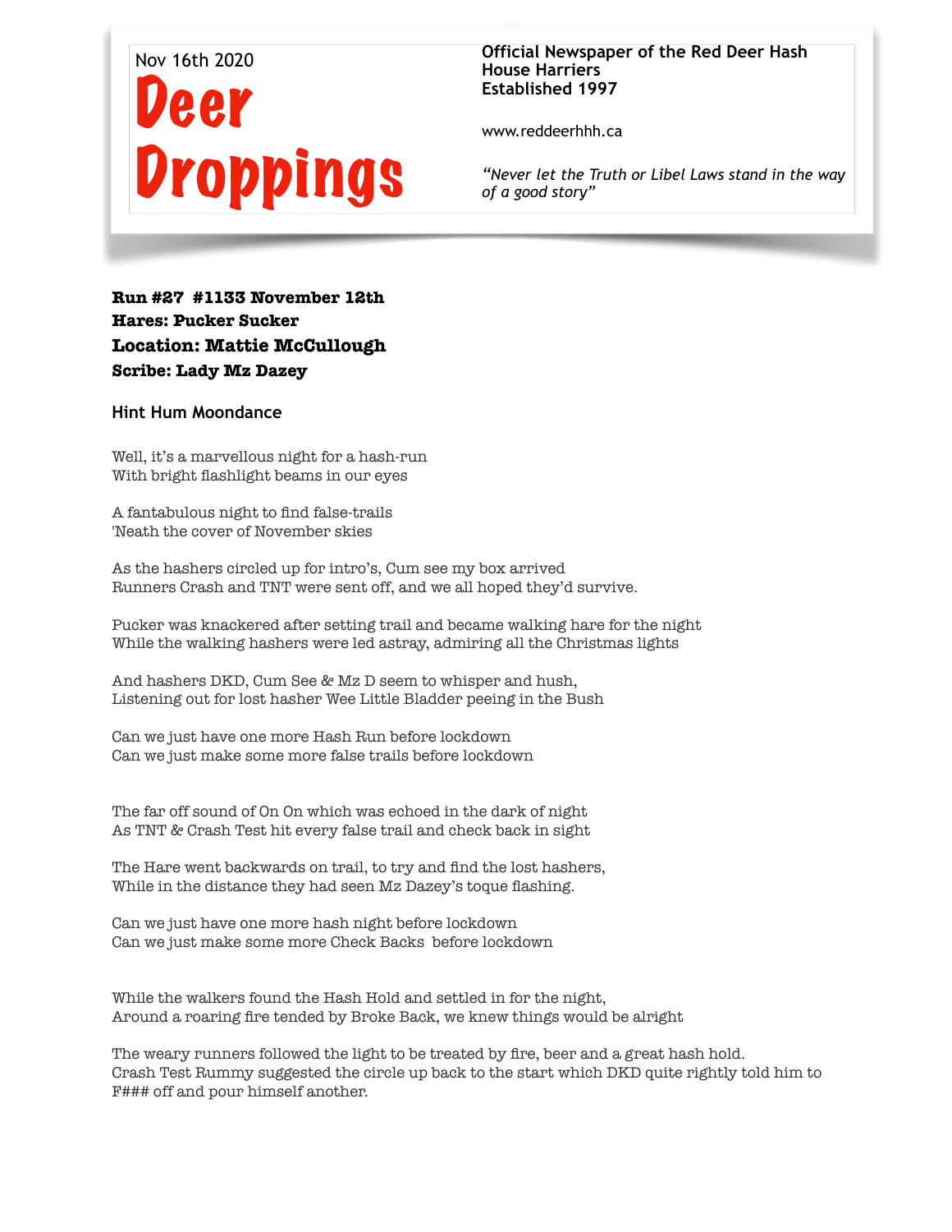Nov 16th 2020

# Deer Droppings

**Official Newspaper of the Red Deer Hash House Harriers**
**Established 1997**

www.reddeerhhh.ca

*"Never let the Truth or Libel Laws stand in the way of a good story"*

**Run #27 #1133 November 12th**
**Hares: Pucker Sucker**
**Location: Mattie McCullough**
**Scribe: Lady Mz Dazey**

### Hint Hum Moondance

Well, it's a marvellous night for a hash-run
With bright flashlight beams in our eyes

A fantabulous night to find false-trails
'Neath the cover of November skies

As the hashers circled up for intro's, Cum see my box arrived
Runners Crash and TNT were sent off, and we all hoped they'd survive.

Pucker was knackered after setting trail and became walking hare for the night
While the walking hashers were led astray, admiring all the Christmas lights

And hashers DKD, Cum See & Mz D seem to whisper and hush,
Listening out for lost hasher Wee Little Bladder peeing in the Bush

Can we just have one more Hash Run before lockdown
Can we just make some more false trails before lockdown

The far off sound of On On which was echoed in the dark of night
As TNT & Crash Test hit every false trail and check back in sight

The Hare went backwards on trail, to try and find the lost hashers,
While in the distance they had seen Mz Dazey's toque flashing.

Can we just have one more hash night before lockdown
Can we just make some more Check Backs before lockdown

While the walkers found the Hash Hold and settled in for the night,
Around a roaring fire tended by Broke Back, we knew things would be alright

The weary runners followed the light to be treated by fire, beer and a great hash hold.
Crash Test Rummy suggested the circle up back to the start which DKD quite rightly told him to F### off and pour himself another.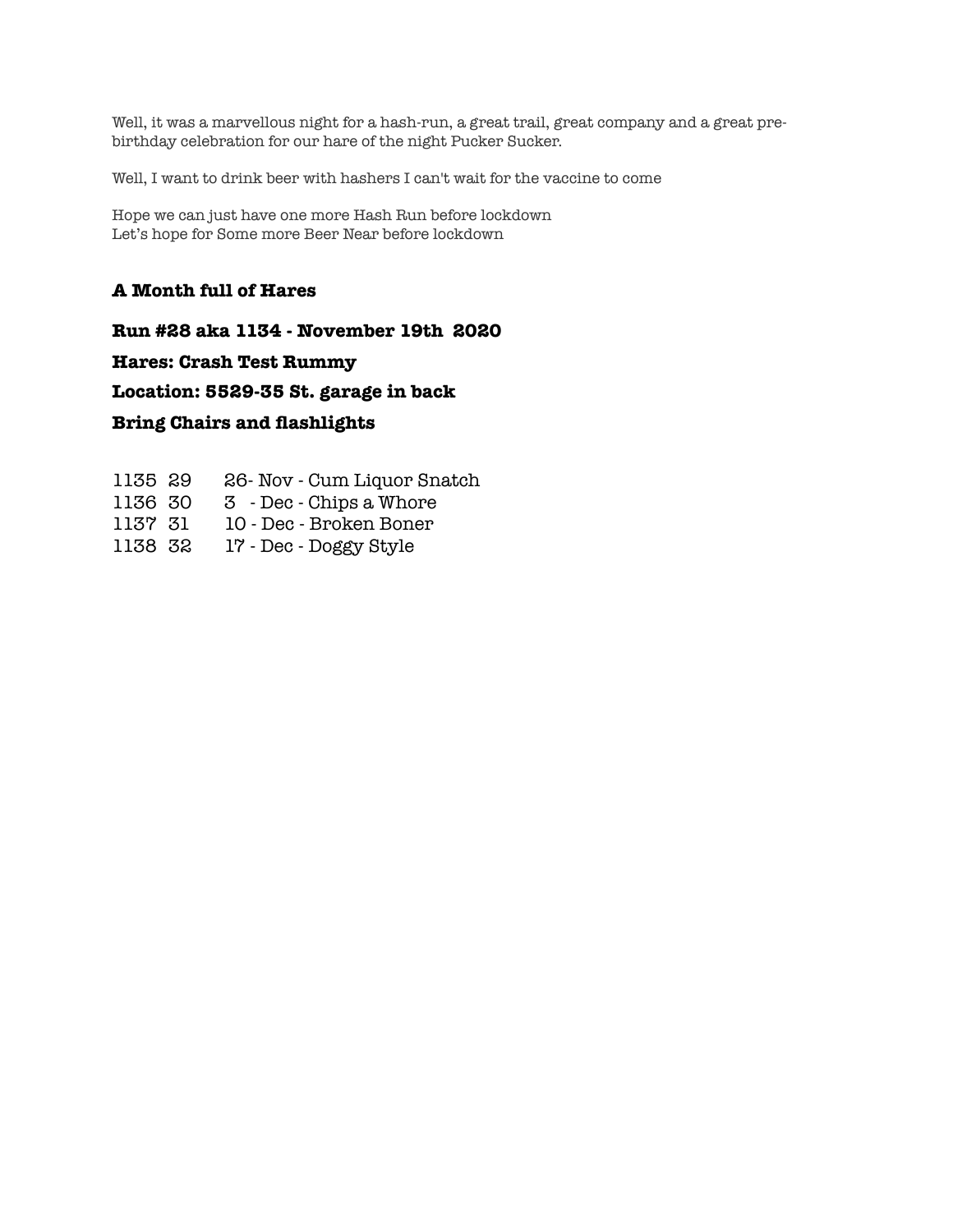Well, it was a marvellous night for a hash-run, a great trail, great company and a great pre-birthday celebration for our hare of the night Pucker Sucker.

Well, I want to drink beer with hashers I can't wait for the vaccine to come

Hope we can just have one more Hash Run before lockdown
Let's hope for Some more Beer Near before lockdown

### A Month full of Hares

**Run #28 aka 1134 - November 19th 2020**

**Hares: Crash Test Rummy**

**Location: 5529-35 St. garage in back**

**Bring Chairs and flashlights**

| | | |
|---|---|---|
| 1135 | 29 | 26- Nov - Cum Liquor Snatch |
| 1136 | 30 | 3 - Dec - Chips a Whore |
| 1137 | 31 | 10 - Dec - Broken Boner |
| 1138 | 32 | 17 - Dec - Doggy Style |